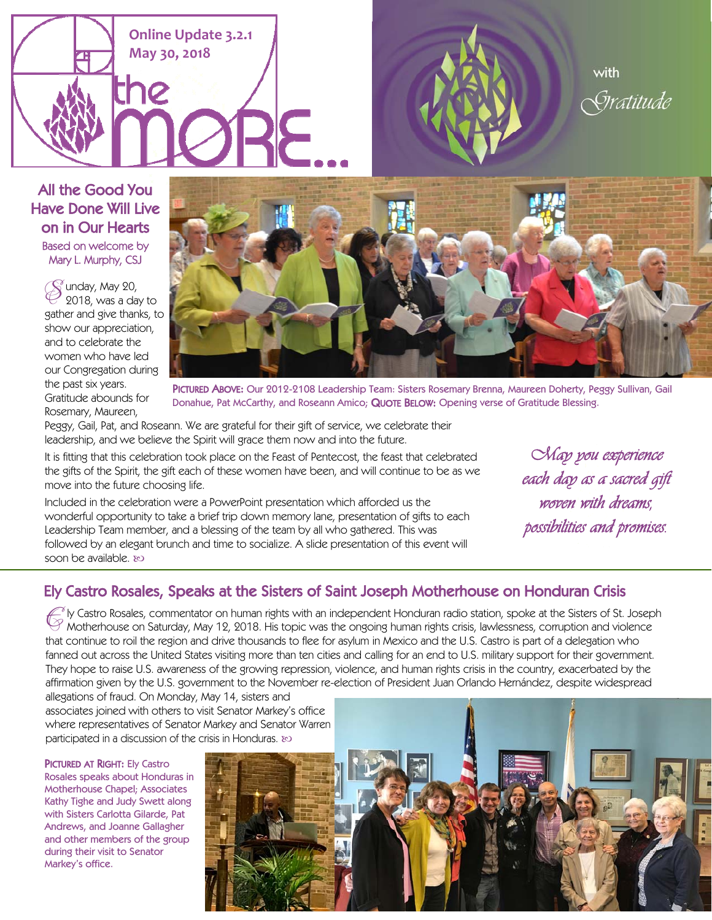# the MORE...

Online Update 3.2.1
May 30, 2018

with *Gratitude*

## All the Good You Have Done Will Live on in Our Hearts

Based on welcome by Mary L. Murphy, CSJ

Sunday, May 20, 2018, was a day to gather and give thanks, to show our appreciation, and to celebrate the women who have led our Congregation during the past six years. Gratitude abounds for Rosemary, Maureen, Peggy, Gail, Pat, and Roseann. We are grateful for their gift of service, we celebrate their leadership, and we believe the Spirit will grace them now and into the future.

PICTURED ABOVE: Our 2012-2108 Leadership Team: Sisters Rosemary Brenna, Maureen Doherty, Peggy Sullivan, Gail Donahue, Pat McCarthy, and Roseann Amico; QUOTE BELOW: Opening verse of Gratitude Blessing.

It is fitting that this celebration took place on the Feast of Pentecost, the feast that celebrated the gifts of the Spirit, the gift each of these women have been, and will continue to be as we move into the future choosing life.

Included in the celebration were a PowerPoint presentation which afforded us the wonderful opportunity to take a brief trip down memory lane, presentation of gifts to each Leadership Team member, and a blessing of the team by all who gathered. This was followed by an elegant brunch and time to socialize. A slide presentation of this event will soon be available.

*May you experience each day as a sacred gift woven with dreams, possibilities and promises.*

## Ely Castro Rosales, Speaks at the Sisters of Saint Joseph Motherhouse on Honduran Crisis

Ely Castro Rosales, commentator on human rights with an independent Honduran radio station, spoke at the Sisters of St. Joseph Motherhouse on Saturday, May 12, 2018. His topic was the ongoing human rights crisis, lawlessness, corruption and violence that continue to roil the region and drive thousands to flee for asylum in Mexico and the U.S. Castro is part of a delegation who fanned out across the United States visiting more than ten cities and calling for an end to U.S. military support for their government. They hope to raise U.S. awareness of the growing repression, violence, and human rights crisis in the country, exacerbated by the affirmation given by the U.S. government to the November re-election of President Juan Orlando Hernández, despite widespread allegations of fraud. On Monday, May 14, sisters and associates joined with others to visit Senator Markey's office where representatives of Senator Markey and Senator Warren participated in a discussion of the crisis in Honduras.

PICTURED AT RIGHT: Ely Castro Rosales speaks about Honduras in Motherhouse Chapel; Associates Kathy Tighe and Judy Swett along with Sisters Carlotta Gilarde, Pat Andrews, and Joanne Gallagher and other members of the group during their visit to Senator Markey's office.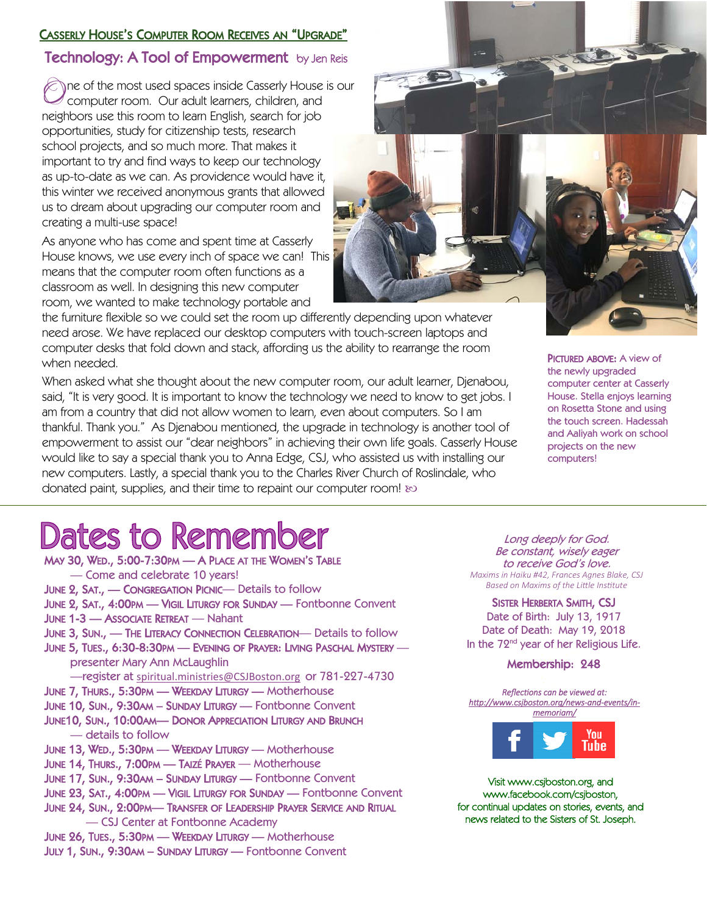## Casserly House's Computer Room Receives an "Upgrade"

### Technology: A Tool of Empowerment by Jen Reis

One of the most used spaces inside Casserly House is our computer room. Our adult learners, children, and neighbors use this room to learn English, search for job opportunities, study for citizenship tests, research school projects, and so much more. That makes it important to try and find ways to keep our technology as up-to-date as we can. As providence would have it, this winter we received anonymous grants that allowed us to dream about upgrading our computer room and creating a multi-use space!

As anyone who has come and spent time at Casserly House knows, we use every inch of space we can! This means that the computer room often functions as a classroom as well. In designing this new computer room, we wanted to make technology portable and the furniture flexible so we could set the room up differently depending upon whatever need arose. We have replaced our desktop computers with touch-screen laptops and computer desks that fold down and stack, affording us the ability to rearrange the room when needed.

When asked what she thought about the new computer room, our adult learner, Djenabou, said, "It is very good. It is important to know the technology we need to know to get jobs. I am from a country that did not allow women to learn, even about computers. So I am thankful. Thank you." As Djenabou mentioned, the upgrade in technology is another tool of empowerment to assist our "dear neighbors" in achieving their own life goals. Casserly House would like to say a special thank you to Anna Edge, CSJ, who assisted us with installing our new computers. Lastly, a special thank you to the Charles River Church of Roslindale, who donated paint, supplies, and their time to repaint our computer room! ꩜

PICTURED ABOVE: A view of the newly upgraded computer center at Casserly House. Stella enjoys learning on Rosetta Stone and using the touch screen. Hadessah and Aaliyah work on school projects on the new computers!

# Dates to Remember

- MAY 30, WED., 5:00-7:30PM — A PLACE AT THE WOMEN'S TABLE — Come and celebrate 10 years!
- JUNE 2, SAT., — CONGREGATION PICNIC— Details to follow
- JUNE 2, SAT., 4:00PM — VIGIL LITURGY FOR SUNDAY — Fontbonne Convent
- JUNE 1-3 — ASSOCIATE RETREAT — Nahant
- JUNE 3, SUN., — THE LITERACY CONNECTION CELEBRATION— Details to follow
- JUNE 5, TUES., 6:30-8:30PM — EVENING OF PRAYER: LIVING PASCHAL MYSTERY — presenter Mary Ann McLaughlin —register at spiritual.ministries@CSJBoston.org or 781-227-4730
- JUNE 7, THURS., 5:30PM — WEEKDAY LITURGY — Motherhouse
- JUNE 10, SUN., 9:30AM – SUNDAY LITURGY — Fontbonne Convent
- JUNE10, SUN., 10:00AM— DONOR APPRECIATION LITURGY AND BRUNCH — details to follow
- JUNE 13, WED., 5:30PM — WEEKDAY LITURGY — Motherhouse
- JUNE 14, THURS., 7:00PM — TAIZÉ PRAYER — Motherhouse
- JUNE 17, SUN., 9:30AM – SUNDAY LITURGY — Fontbonne Convent
- JUNE 23, SAT., 4:00PM — VIGIL LITURGY FOR SUNDAY — Fontbonne Convent
- JUNE 24, SUN., 2:00PM— TRANSFER OF LEADERSHIP PRAYER SERVICE AND RITUAL — CSJ Center at Fontbonne Academy
- JUNE 26, TUES., 5:30PM — WEEKDAY LITURGY — Motherhouse
- JULY 1, SUN., 9:30AM – SUNDAY LITURGY — Fontbonne Convent

*Long deeply for God.*
*Be constant, wisely eager*
*to receive God's love.*
*Maxims in Haiku #42, Frances Agnes Blake, CSJ*
*Based on Maxims of the Little Institute*

**SISTER HERBERTA SMITH, CSJ**
Date of Birth: July 13, 1917
Date of Death: May 19, 2018
In the 72nd year of her Religious Life.

**Membership: 248**

*Reflections can be viewed at:*
*http://www.csjboston.org/news-and-events/in-memoriam/*

Visit www.csjboston.org, and www.facebook.com/csjboston, for continual updates on stories, events, and news related to the Sisters of St. Joseph.